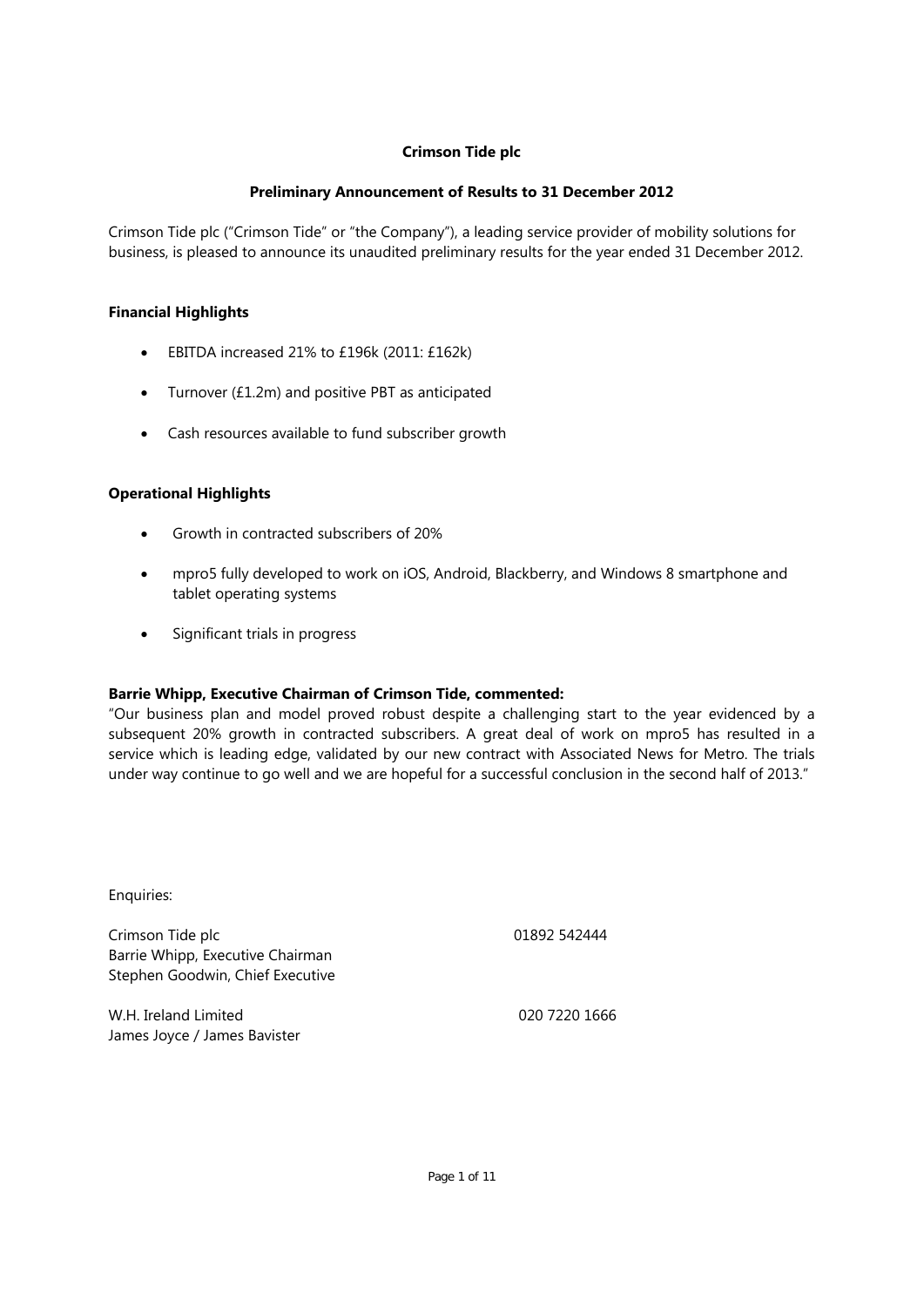# Crimson Tide plc

## Preliminary Announcement of Results to 31 December 2012

Crimson Tide plc ("Crimson Tide" or "the Company"), a leading service provider of mobility solutions for business, is pleased to announce its unaudited preliminary results for the year ended 31 December 2012.

### Financial Highlights

- EBITDA increased 21% to £196k (2011: £162k)
- Turnover (£1.2m) and positive PBT as anticipated
- Cash resources available to fund subscriber growth

### Operational Highlights

- Growth in contracted subscribers of 20%
- mpro5 fully developed to work on iOS, Android, Blackberry, and Windows 8 smartphone and tablet operating systems
- Significant trials in progress

**Barrie Whipp, Executive Chairman of Crimson Tide, commented:**

"Our business plan and model proved robust despite a challenging start to the year evidenced by a subsequent 20% growth in contracted subscribers. A great deal of work on mpro5 has resulted in a service which is leading edge, validated by our new contract with Associated News for Metro. The trials under way continue to go well and we are hopeful for a successful conclusion in the second half of 2013."

Enquiries:

| | |
|---|---|
| Crimson Tide plc<br>Barrie Whipp, Executive Chairman<br>Stephen Goodwin, Chief Executive | 01892 542444 |
| W.H. Ireland Limited<br>James Joyce / James Bavister | 020 7220 1666 |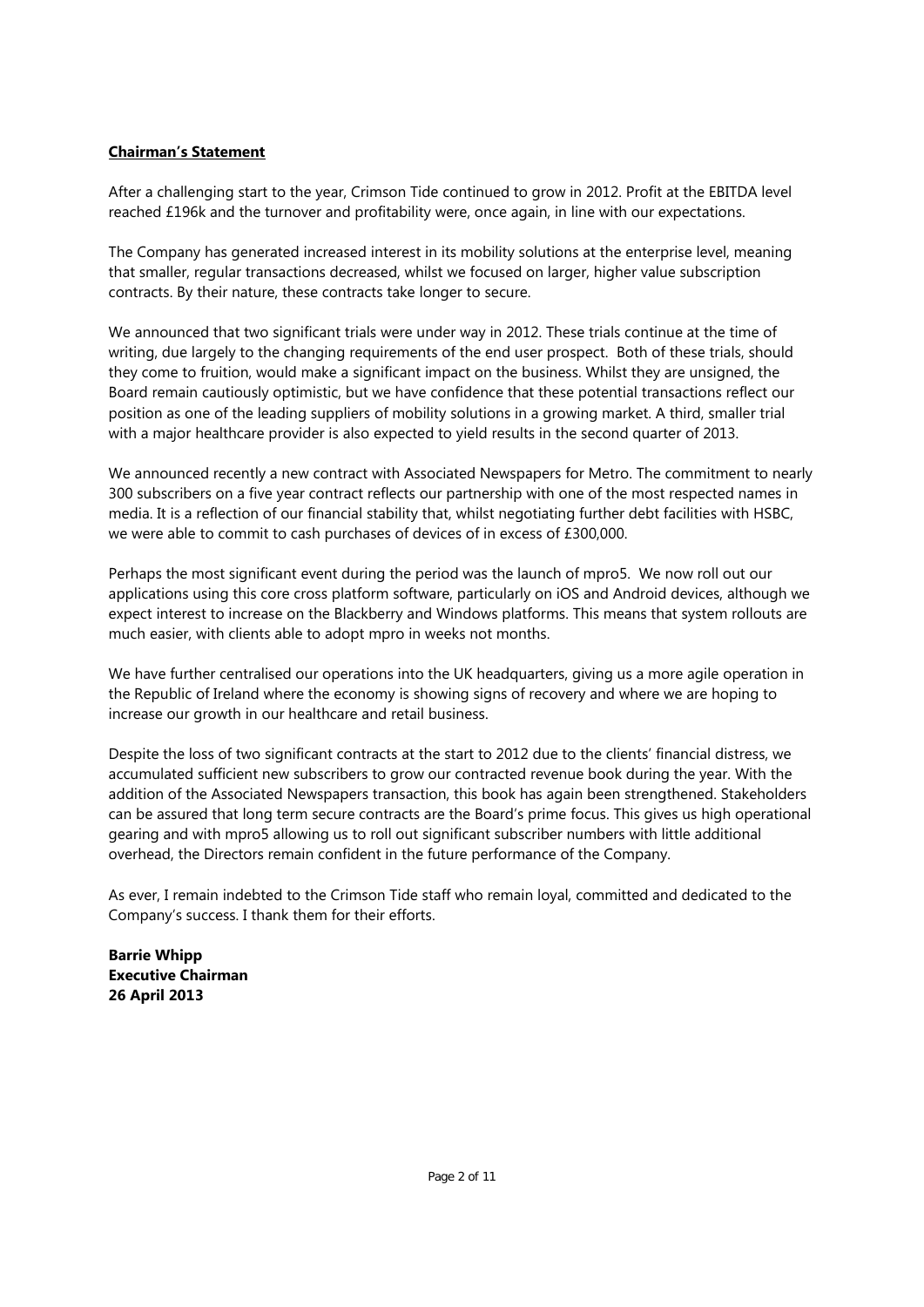## Chairman's Statement

After a challenging start to the year, Crimson Tide continued to grow in 2012. Profit at the EBITDA level reached £196k and the turnover and profitability were, once again, in line with our expectations.

The Company has generated increased interest in its mobility solutions at the enterprise level, meaning that smaller, regular transactions decreased, whilst we focused on larger, higher value subscription contracts. By their nature, these contracts take longer to secure.

We announced that two significant trials were under way in 2012. These trials continue at the time of writing, due largely to the changing requirements of the end user prospect. Both of these trials, should they come to fruition, would make a significant impact on the business. Whilst they are unsigned, the Board remain cautiously optimistic, but we have confidence that these potential transactions reflect our position as one of the leading suppliers of mobility solutions in a growing market. A third, smaller trial with a major healthcare provider is also expected to yield results in the second quarter of 2013.

We announced recently a new contract with Associated Newspapers for Metro. The commitment to nearly 300 subscribers on a five year contract reflects our partnership with one of the most respected names in media. It is a reflection of our financial stability that, whilst negotiating further debt facilities with HSBC, we were able to commit to cash purchases of devices of in excess of £300,000.

Perhaps the most significant event during the period was the launch of mpro5. We now roll out our applications using this core cross platform software, particularly on iOS and Android devices, although we expect interest to increase on the Blackberry and Windows platforms. This means that system rollouts are much easier, with clients able to adopt mpro in weeks not months.

We have further centralised our operations into the UK headquarters, giving us a more agile operation in the Republic of Ireland where the economy is showing signs of recovery and where we are hoping to increase our growth in our healthcare and retail business.

Despite the loss of two significant contracts at the start to 2012 due to the clients' financial distress, we accumulated sufficient new subscribers to grow our contracted revenue book during the year. With the addition of the Associated Newspapers transaction, this book has again been strengthened. Stakeholders can be assured that long term secure contracts are the Board's prime focus. This gives us high operational gearing and with mpro5 allowing us to roll out significant subscriber numbers with little additional overhead, the Directors remain confident in the future performance of the Company.

As ever, I remain indebted to the Crimson Tide staff who remain loyal, committed and dedicated to the Company's success. I thank them for their efforts.

**Barrie Whipp**
**Executive Chairman**
**26 April 2013**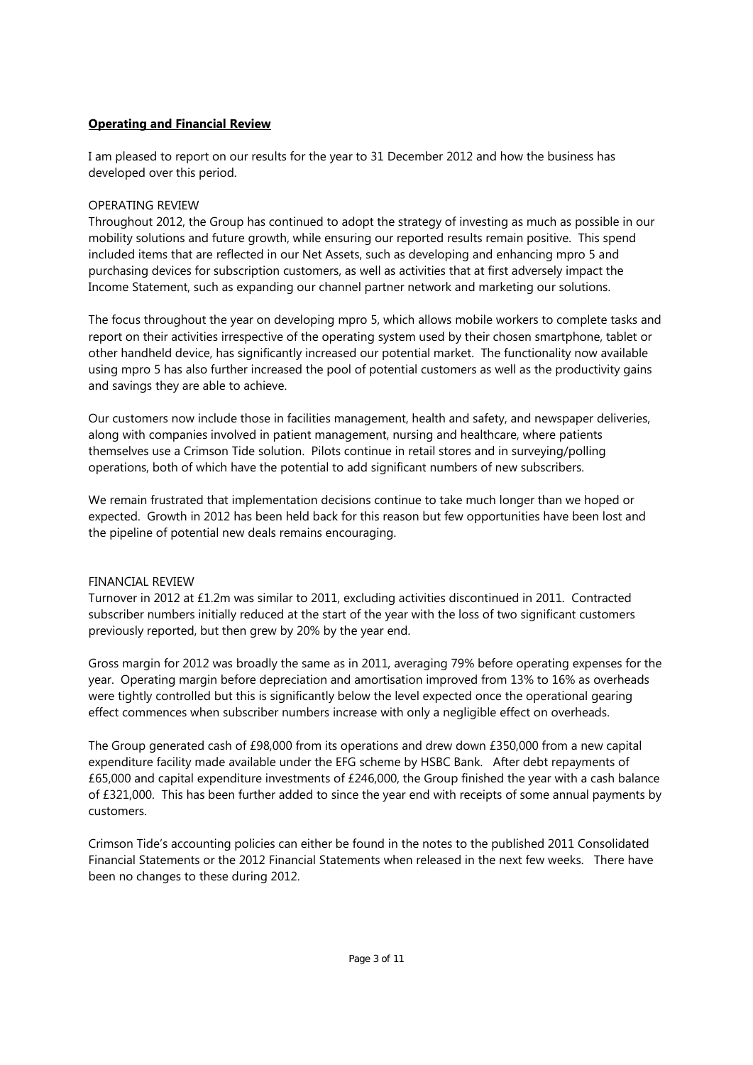## **Operating and Financial Review**

I am pleased to report on our results for the year to 31 December 2012 and how the business has developed over this period.

### OPERATING REVIEW

Throughout 2012, the Group has continued to adopt the strategy of investing as much as possible in our mobility solutions and future growth, while ensuring our reported results remain positive. This spend included items that are reflected in our Net Assets, such as developing and enhancing mpro 5 and purchasing devices for subscription customers, as well as activities that at first adversely impact the Income Statement, such as expanding our channel partner network and marketing our solutions.

The focus throughout the year on developing mpro 5, which allows mobile workers to complete tasks and report on their activities irrespective of the operating system used by their chosen smartphone, tablet or other handheld device, has significantly increased our potential market. The functionality now available using mpro 5 has also further increased the pool of potential customers as well as the productivity gains and savings they are able to achieve.

Our customers now include those in facilities management, health and safety, and newspaper deliveries, along with companies involved in patient management, nursing and healthcare, where patients themselves use a Crimson Tide solution. Pilots continue in retail stores and in surveying/polling operations, both of which have the potential to add significant numbers of new subscribers.

We remain frustrated that implementation decisions continue to take much longer than we hoped or expected. Growth in 2012 has been held back for this reason but few opportunities have been lost and the pipeline of potential new deals remains encouraging.

### FINANCIAL REVIEW

Turnover in 2012 at £1.2m was similar to 2011, excluding activities discontinued in 2011. Contracted subscriber numbers initially reduced at the start of the year with the loss of two significant customers previously reported, but then grew by 20% by the year end.

Gross margin for 2012 was broadly the same as in 2011, averaging 79% before operating expenses for the year. Operating margin before depreciation and amortisation improved from 13% to 16% as overheads were tightly controlled but this is significantly below the level expected once the operational gearing effect commences when subscriber numbers increase with only a negligible effect on overheads.

The Group generated cash of £98,000 from its operations and drew down £350,000 from a new capital expenditure facility made available under the EFG scheme by HSBC Bank. After debt repayments of £65,000 and capital expenditure investments of £246,000, the Group finished the year with a cash balance of £321,000. This has been further added to since the year end with receipts of some annual payments by customers.

Crimson Tide's accounting policies can either be found in the notes to the published 2011 Consolidated Financial Statements or the 2012 Financial Statements when released in the next few weeks. There have been no changes to these during 2012.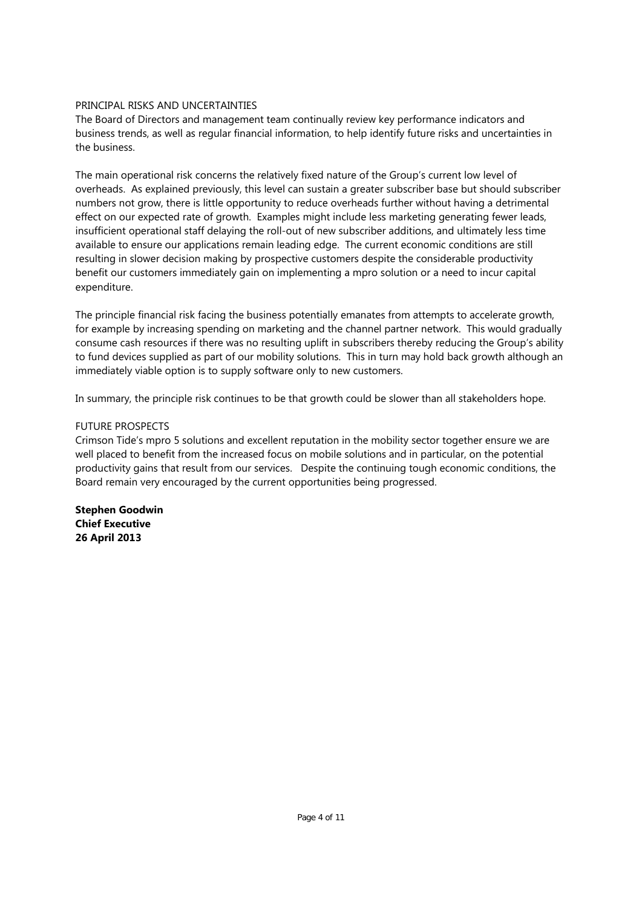## PRINCIPAL RISKS AND UNCERTAINTIES

The Board of Directors and management team continually review key performance indicators and business trends, as well as regular financial information, to help identify future risks and uncertainties in the business.

The main operational risk concerns the relatively fixed nature of the Group's current low level of overheads. As explained previously, this level can sustain a greater subscriber base but should subscriber numbers not grow, there is little opportunity to reduce overheads further without having a detrimental effect on our expected rate of growth. Examples might include less marketing generating fewer leads, insufficient operational staff delaying the roll-out of new subscriber additions, and ultimately less time available to ensure our applications remain leading edge. The current economic conditions are still resulting in slower decision making by prospective customers despite the considerable productivity benefit our customers immediately gain on implementing a mpro solution or a need to incur capital expenditure.

The principle financial risk facing the business potentially emanates from attempts to accelerate growth, for example by increasing spending on marketing and the channel partner network. This would gradually consume cash resources if there was no resulting uplift in subscribers thereby reducing the Group's ability to fund devices supplied as part of our mobility solutions. This in turn may hold back growth although an immediately viable option is to supply software only to new customers.

In summary, the principle risk continues to be that growth could be slower than all stakeholders hope.

## FUTURE PROSPECTS

Crimson Tide's mpro 5 solutions and excellent reputation in the mobility sector together ensure we are well placed to benefit from the increased focus on mobile solutions and in particular, on the potential productivity gains that result from our services. Despite the continuing tough economic conditions, the Board remain very encouraged by the current opportunities being progressed.

**Stephen Goodwin**
**Chief Executive**
**26 April 2013**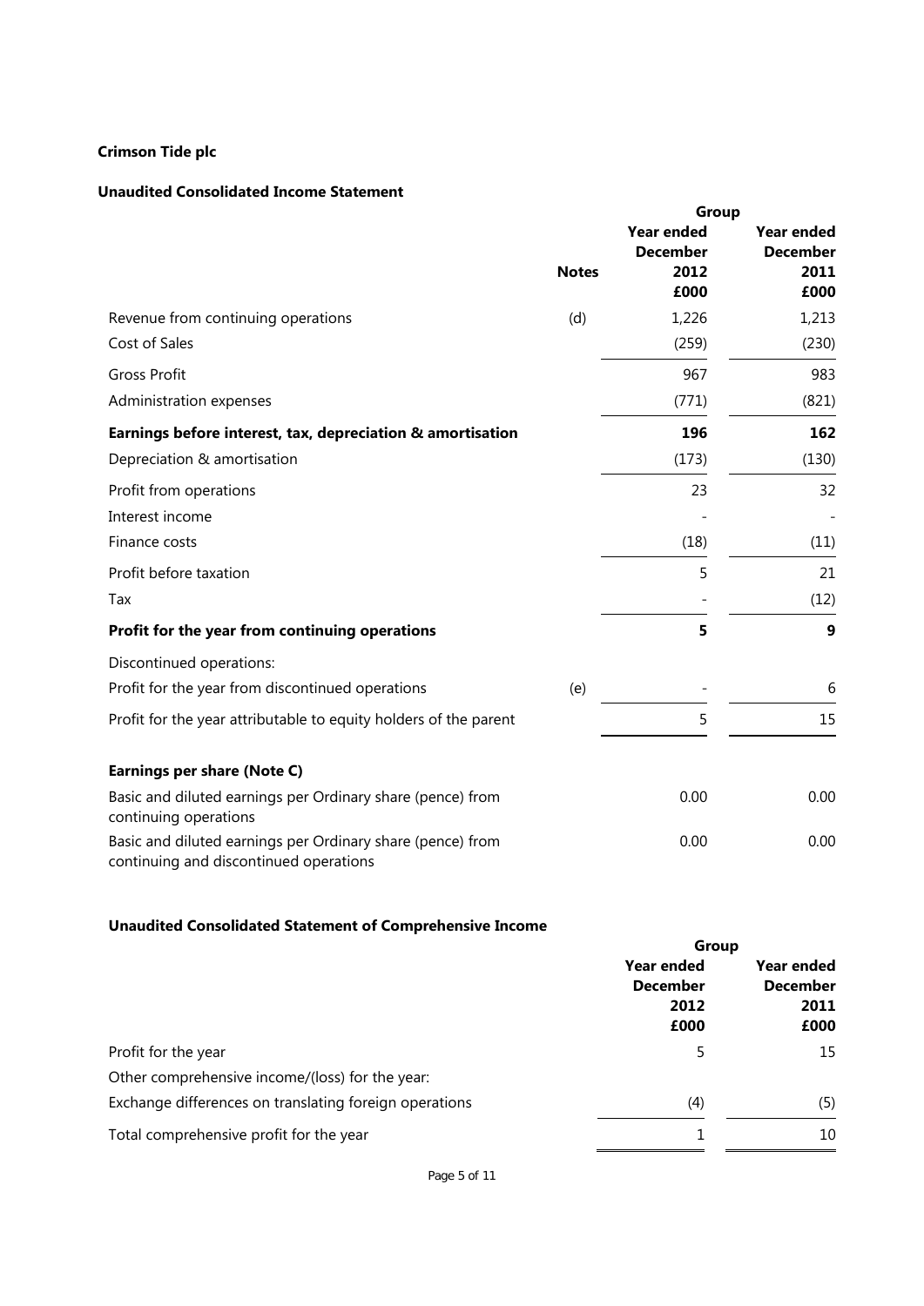**Crimson Tide plc**

**Unaudited Consolidated Income Statement**

| | Notes | Group | |
|---|---|---|---|
| | | **Year ended December 2012 £000** | **Year ended December 2011 £000** |
| Revenue from continuing operations | (d) | 1,226 | 1,213 |
| Cost of Sales | | (259) | (230) |
| Gross Profit | | 967 | 983 |
| Administration expenses | | (771) | (821) |
| **Earnings before interest, tax, depreciation & amortisation** | | **196** | **162** |
| Depreciation & amortisation | | (173) | (130) |
| Profit from operations | | 23 | 32 |
| Interest income | | - | - |
| Finance costs | | (18) | (11) |
| Profit before taxation | | 5 | 21 |
| Tax | | - | (12) |
| **Profit for the year from continuing operations** | | **5** | **9** |
| Discontinued operations: | | | |
| Profit for the year from discontinued operations | (e) | - | 6 |
| Profit for the year attributable to equity holders of the parent | | 5 | 15 |
| | | | |
| **Earnings per share (Note C)** | | | |
| Basic and diluted earnings per Ordinary share (pence) from continuing operations | | 0.00 | 0.00 |
| Basic and diluted earnings per Ordinary share (pence) from continuing and discontinued operations | | 0.00 | 0.00 |

**Unaudited Consolidated Statement of Comprehensive Income**

| | Group | |
|---|---|---|
| | **Year ended December 2012 £000** | **Year ended December 2011 £000** |
| Profit for the year | 5 | 15 |
| Other comprehensive income/(loss) for the year: | | |
| Exchange differences on translating foreign operations | (4) | (5) |
| Total comprehensive profit for the year | 1 | 10 |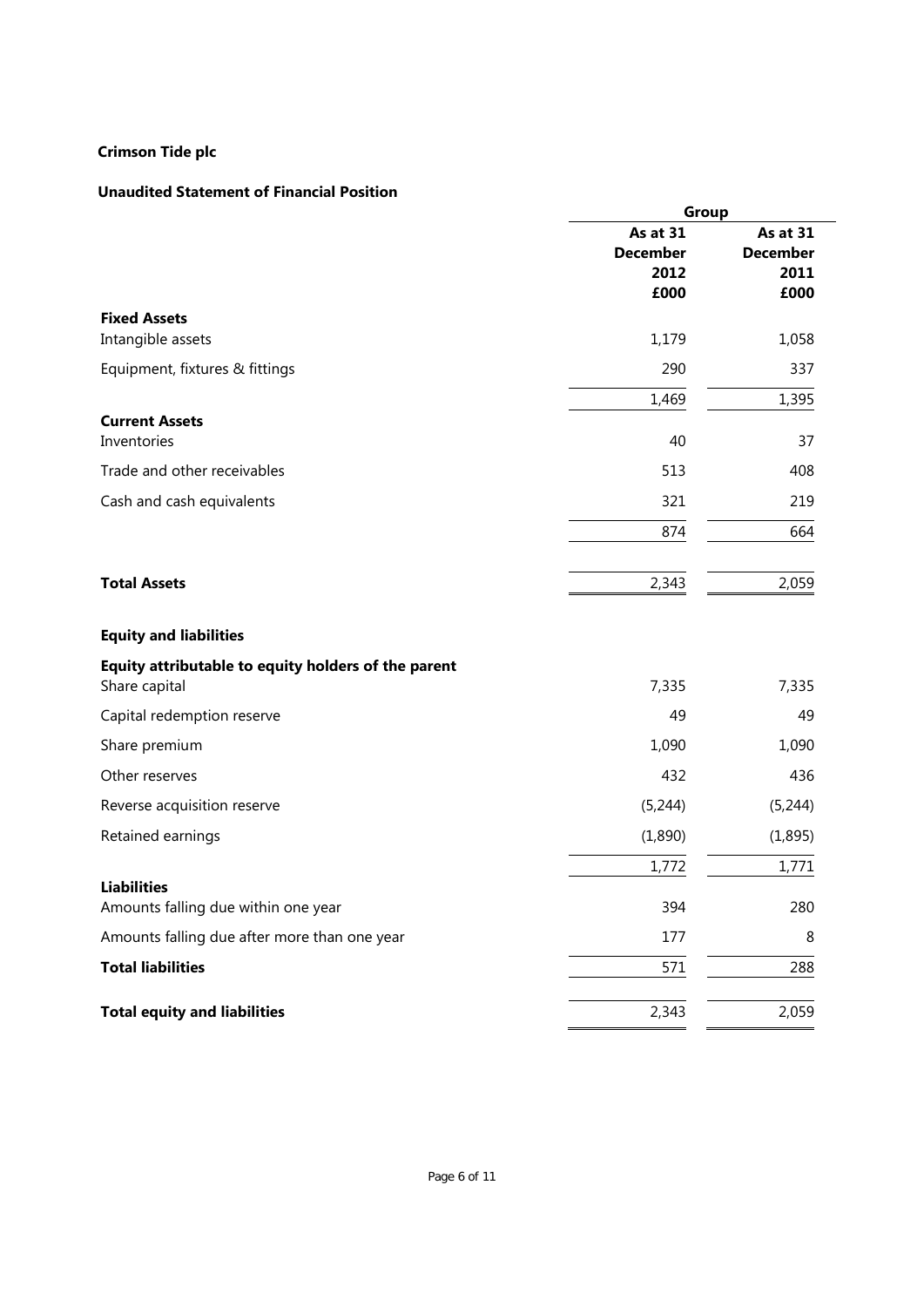**Crimson Tide plc**

**Unaudited Statement of Financial Position**

| | Group | |
|---|---|---|
| | **As at 31 December 2012 £000** | **As at 31 December 2011 £000** |
| **Fixed Assets** | | |
| Intangible assets | 1,179 | 1,058 |
| Equipment, fixtures & fittings | 290 | 337 |
| | 1,469 | 1,395 |
| **Current Assets** | | |
| Inventories | 40 | 37 |
| Trade and other receivables | 513 | 408 |
| Cash and cash equivalents | 321 | 219 |
| | 874 | 664 |
| **Total Assets** | 2,343 | 2,059 |
| **Equity and liabilities** | | |
| **Equity attributable to equity holders of the parent** | | |
| Share capital | 7,335 | 7,335 |
| Capital redemption reserve | 49 | 49 |
| Share premium | 1,090 | 1,090 |
| Other reserves | 432 | 436 |
| Reverse acquisition reserve | (5,244) | (5,244) |
| Retained earnings | (1,890) | (1,895) |
| | 1,772 | 1,771 |
| **Liabilities** | | |
| Amounts falling due within one year | 394 | 280 |
| Amounts falling due after more than one year | 177 | 8 |
| **Total liabilities** | 571 | 288 |
| **Total equity and liabilities** | 2,343 | 2,059 |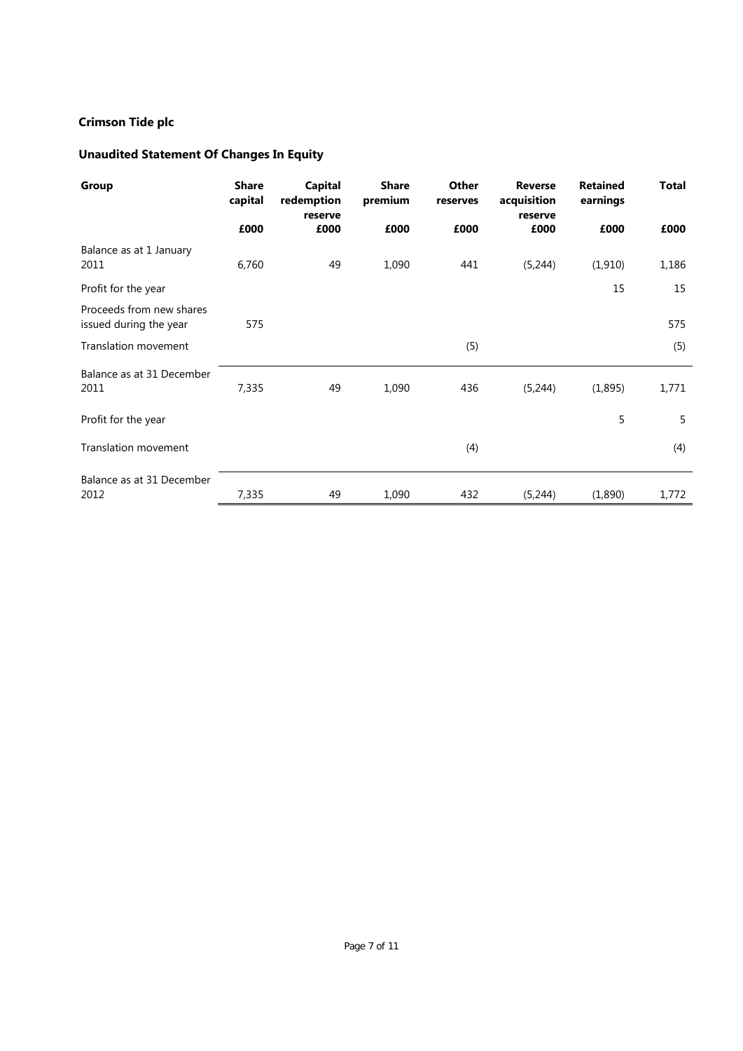**Crimson Tide plc**

**Unaudited Statement Of Changes In Equity**

| **Group** | **Share capital** | **Capital redemption reserve** | **Share premium** | **Other reserves** | **Reverse acquisition reserve** | **Retained earnings** | **Total** |
|---|---|---|---|---|---|---|---|
| | **£000** | **£000** | **£000** | **£000** | **£000** | **£000** | **£000** |
| Balance as at 1 January 2011 | 6,760 | 49 | 1,090 | 441 | (5,244) | (1,910) | 1,186 |
| Profit for the year | | | | | | 15 | 15 |
| Proceeds from new shares issued during the year | 575 | | | | | | 575 |
| Translation movement | | | | (5) | | | (5) |
| Balance as at 31 December 2011 | 7,335 | 49 | 1,090 | 436 | (5,244) | (1,895) | 1,771 |
| Profit for the year | | | | | | 5 | 5 |
| Translation movement | | | | (4) | | | (4) |
| Balance as at 31 December 2012 | 7,335 | 49 | 1,090 | 432 | (5,244) | (1,890) | 1,772 |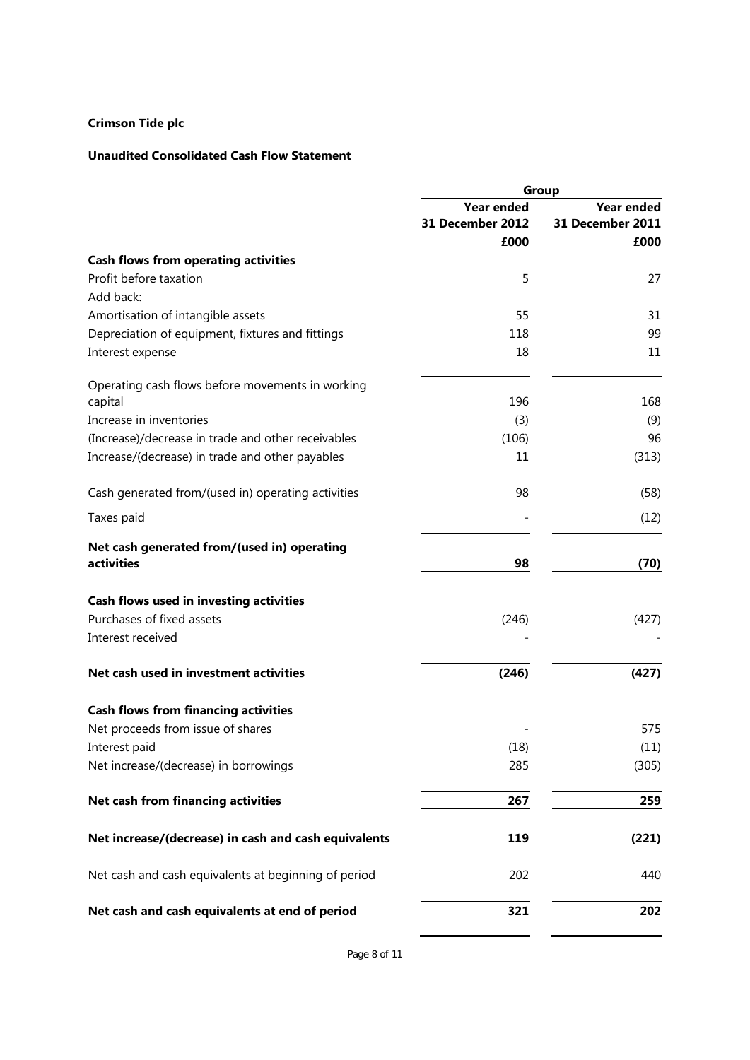**Crimson Tide plc**

**Unaudited Consolidated Cash Flow Statement**

| | Group | |
|---|---|---|
| | **Year ended 31 December 2012** | **Year ended 31 December 2011** |
| | **£000** | **£000** |
| **Cash flows from operating activities** | | |
| Profit before taxation | 5 | 27 |
| Add back: | | |
| Amortisation of intangible assets | 55 | 31 |
| Depreciation of equipment, fixtures and fittings | 118 | 99 |
| Interest expense | 18 | 11 |
| Operating cash flows before movements in working capital | 196 | 168 |
| Increase in inventories | (3) | (9) |
| (Increase)/decrease in trade and other receivables | (106) | 96 |
| Increase/(decrease) in trade and other payables | 11 | (313) |
| Cash generated from/(used in) operating activities | 98 | (58) |
| Taxes paid | - | (12) |
| **Net cash generated from/(used in) operating activities** | **98** | **(70)** |
| **Cash flows used in investing activities** | | |
| Purchases of fixed assets | (246) | (427) |
| Interest received | - | - |
| **Net cash used in investment activities** | **(246)** | **(427)** |
| **Cash flows from financing activities** | | |
| Net proceeds from issue of shares | - | 575 |
| Interest paid | (18) | (11) |
| Net increase/(decrease) in borrowings | 285 | (305) |
| **Net cash from financing activities** | **267** | **259** |
| **Net increase/(decrease) in cash and cash equivalents** | **119** | **(221)** |
| Net cash and cash equivalents at beginning of period | 202 | 440 |
| **Net cash and cash equivalents at end of period** | **321** | **202** |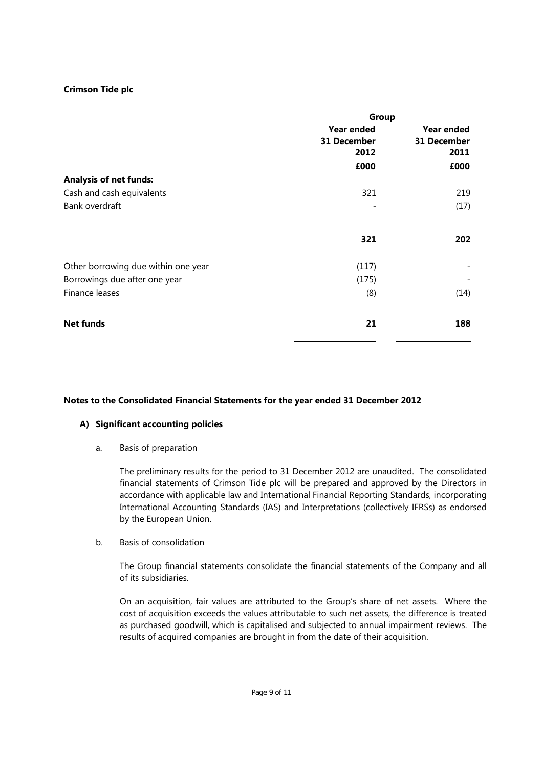**Crimson Tide plc**

| | Group | |
|---|---|---|
| | Year ended 31 December 2012 | Year ended 31 December 2011 |
| | £000 | £000 |
| **Analysis of net funds:** | | |
| Cash and cash equivalents | 321 | 219 |
| Bank overdraft | - | (17) |
| | **321** | **202** |
| Other borrowing due within one year | (117) | - |
| Borrowings due after one year | (175) | - |
| Finance leases | (8) | (14) |
| **Net funds** | **21** | **188** |

**Notes to the Consolidated Financial Statements for the year ended 31 December 2012**

**A) Significant accounting policies**

a. Basis of preparation

The preliminary results for the period to 31 December 2012 are unaudited. The consolidated financial statements of Crimson Tide plc will be prepared and approved by the Directors in accordance with applicable law and International Financial Reporting Standards, incorporating International Accounting Standards (IAS) and Interpretations (collectively IFRSs) as endorsed by the European Union.

b. Basis of consolidation

The Group financial statements consolidate the financial statements of the Company and all of its subsidiaries.

On an acquisition, fair values are attributed to the Group's share of net assets. Where the cost of acquisition exceeds the values attributable to such net assets, the difference is treated as purchased goodwill, which is capitalised and subjected to annual impairment reviews. The results of acquired companies are brought in from the date of their acquisition.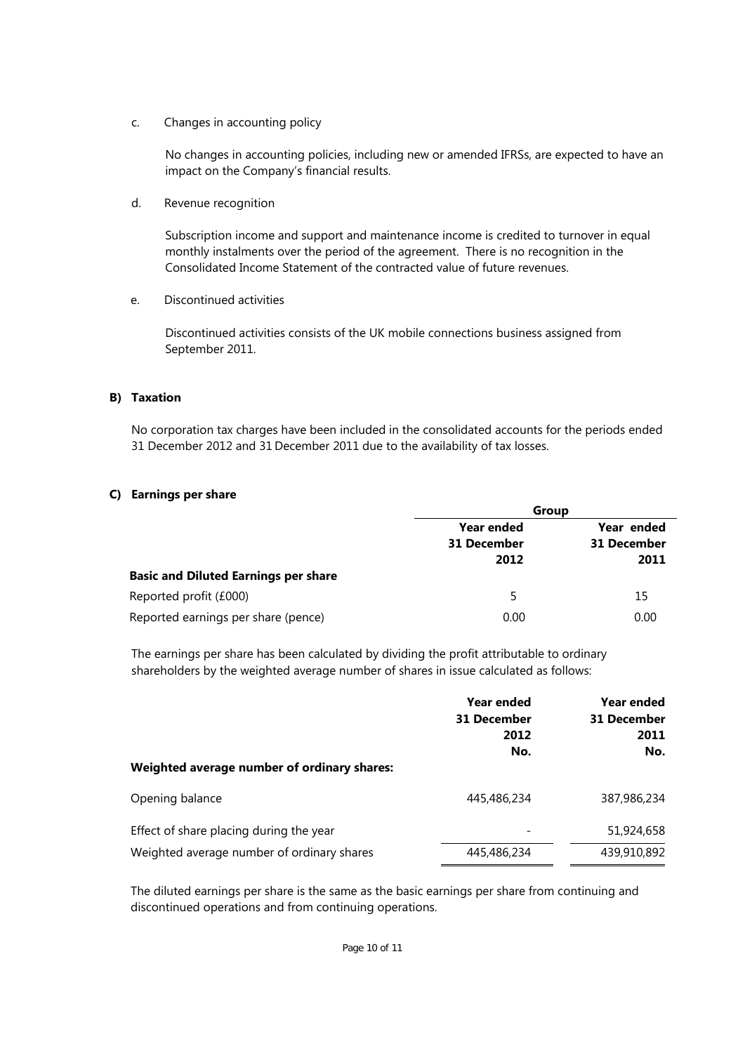c. Changes in accounting policy

No changes in accounting policies, including new or amended IFRSs, are expected to have an impact on the Company's financial results.

d. Revenue recognition

Subscription income and support and maintenance income is credited to turnover in equal monthly instalments over the period of the agreement. There is no recognition in the Consolidated Income Statement of the contracted value of future revenues.

e. Discontinued activities

Discontinued activities consists of the UK mobile connections business assigned from September 2011.

## B) Taxation

No corporation tax charges have been included in the consolidated accounts for the periods ended 31 December 2012 and 31 December 2011 due to the availability of tax losses.

## C) Earnings per share

| | Group | |
|---|---|---|
| | **Year ended 31 December 2012** | **Year ended 31 December 2011** |
| **Basic and Diluted Earnings per share** | | |
| Reported profit (£000) | 5 | 15 |
| Reported earnings per share (pence) | 0.00 | 0.00 |

The earnings per share has been calculated by dividing the profit attributable to ordinary shareholders by the weighted average number of shares in issue calculated as follows:

| | **Year ended 31 December 2012 No.** | **Year ended 31 December 2011 No.** |
|---|---|---|
| **Weighted average number of ordinary shares:** | | |
| Opening balance | 445,486,234 | 387,986,234 |
| Effect of share placing during the year | - | 51,924,658 |
| Weighted average number of ordinary shares | 445,486,234 | 439,910,892 |

The diluted earnings per share is the same as the basic earnings per share from continuing and discontinued operations and from continuing operations.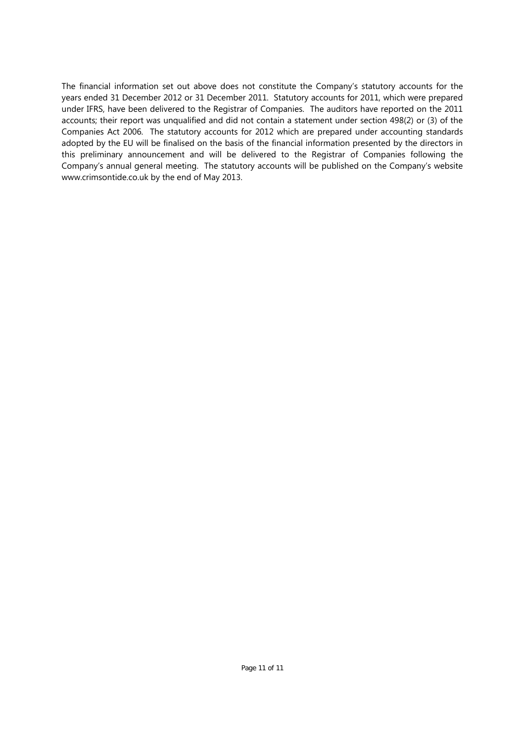The financial information set out above does not constitute the Company's statutory accounts for the years ended 31 December 2012 or 31 December 2011. Statutory accounts for 2011, which were prepared under IFRS, have been delivered to the Registrar of Companies. The auditors have reported on the 2011 accounts; their report was unqualified and did not contain a statement under section 498(2) or (3) of the Companies Act 2006. The statutory accounts for 2012 which are prepared under accounting standards adopted by the EU will be finalised on the basis of the financial information presented by the directors in this preliminary announcement and will be delivered to the Registrar of Companies following the Company's annual general meeting. The statutory accounts will be published on the Company's website www.crimsontide.co.uk by the end of May 2013.